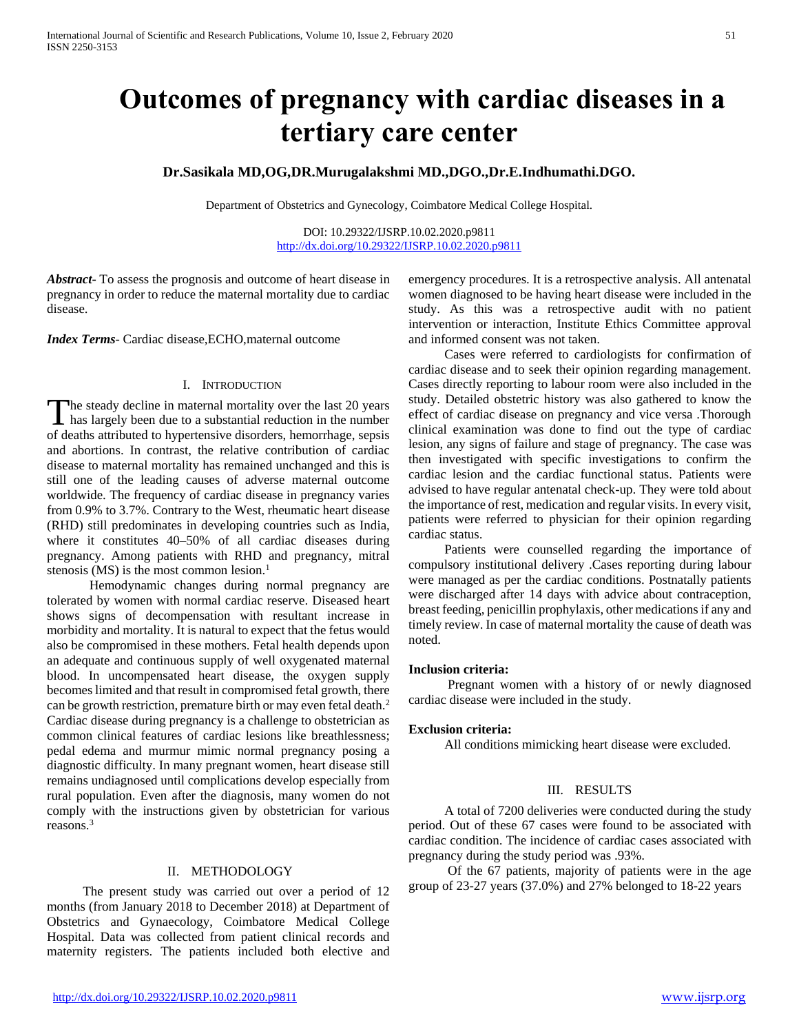# Outcomes of pregnancy with cardiac diseases in a tertiary care center

**Dr.Sasikala MD,OG,DR.Murugalakshmi MD.,DGO.,Dr.E.Indhumathi.DGO.**

Department of Obstetrics and Gynecology, Coimbatore Medical College Hospital.

DOI: 10.29322/IJSRP.10.02.2020.p9811
http://dx.doi.org/10.29322/IJSRP.10.02.2020.p9811

***Abstract***- To assess the prognosis and outcome of heart disease in pregnancy in order to reduce the maternal mortality due to cardiac disease.

***Index Terms***- Cardiac disease,ECHO,maternal outcome

## I. Introduction

The steady decline in maternal mortality over the last 20 years has largely been due to a substantial reduction in the number of deaths attributed to hypertensive disorders, hemorrhage, sepsis and abortions. In contrast, the relative contribution of cardiac disease to maternal mortality has remained unchanged and this is still one of the leading causes of adverse maternal outcome worldwide. The frequency of cardiac disease in pregnancy varies from 0.9% to 3.7%. Contrary to the West, rheumatic heart disease (RHD) still predominates in developing countries such as India, where it constitutes 40–50% of all cardiac diseases during pregnancy. Among patients with RHD and pregnancy, mitral stenosis (MS) is the most common lesion.[1]

Hemodynamic changes during normal pregnancy are tolerated by women with normal cardiac reserve. Diseased heart shows signs of decompensation with resultant increase in morbidity and mortality. It is natural to expect that the fetus would also be compromised in these mothers. Fetal health depends upon an adequate and continuous supply of well oxygenated maternal blood. In uncompensated heart disease, the oxygen supply becomes limited and that result in compromised fetal growth, there can be growth restriction, premature birth or may even fetal death.[2] Cardiac disease during pregnancy is a challenge to obstetrician as common clinical features of cardiac lesions like breathlessness; pedal edema and murmur mimic normal pregnancy posing a diagnostic difficulty. In many pregnant women, heart disease still remains undiagnosed until complications develop especially from rural population. Even after the diagnosis, many women do not comply with the instructions given by obstetrician for various reasons.[3]

## II. Methodology

The present study was carried out over a period of 12 months (from January 2018 to December 2018) at Department of Obstetrics and Gynaecology, Coimbatore Medical College Hospital. Data was collected from patient clinical records and maternity registers. The patients included both elective and emergency procedures. It is a retrospective analysis. All antenatal women diagnosed to be having heart disease were included in the study. As this was a retrospective audit with no patient intervention or interaction, Institute Ethics Committee approval and informed consent was not taken.

Cases were referred to cardiologists for confirmation of cardiac disease and to seek their opinion regarding management. Cases directly reporting to labour room were also included in the study. Detailed obstetric history was also gathered to know the effect of cardiac disease on pregnancy and vice versa .Thorough clinical examination was done to find out the type of cardiac lesion, any signs of failure and stage of pregnancy. The case was then investigated with specific investigations to confirm the cardiac lesion and the cardiac functional status. Patients were advised to have regular antenatal check-up. They were told about the importance of rest, medication and regular visits. In every visit, patients were referred to physician for their opinion regarding cardiac status.

Patients were counselled regarding the importance of compulsory institutional delivery .Cases reporting during labour were managed as per the cardiac conditions. Postnatally patients were discharged after 14 days with advice about contraception, breast feeding, penicillin prophylaxis, other medications if any and timely review. In case of maternal mortality the cause of death was noted.

**Inclusion criteria:**

Pregnant women with a history of or newly diagnosed cardiac disease were included in the study.

**Exclusion criteria:**

All conditions mimicking heart disease were excluded.

## III. Results

A total of 7200 deliveries were conducted during the study period. Out of these 67 cases were found to be associated with cardiac condition. The incidence of cardiac cases associated with pregnancy during the study period was .93%.

Of the 67 patients, majority of patients were in the age group of 23-27 years (37.0%) and 27% belonged to 18-22 years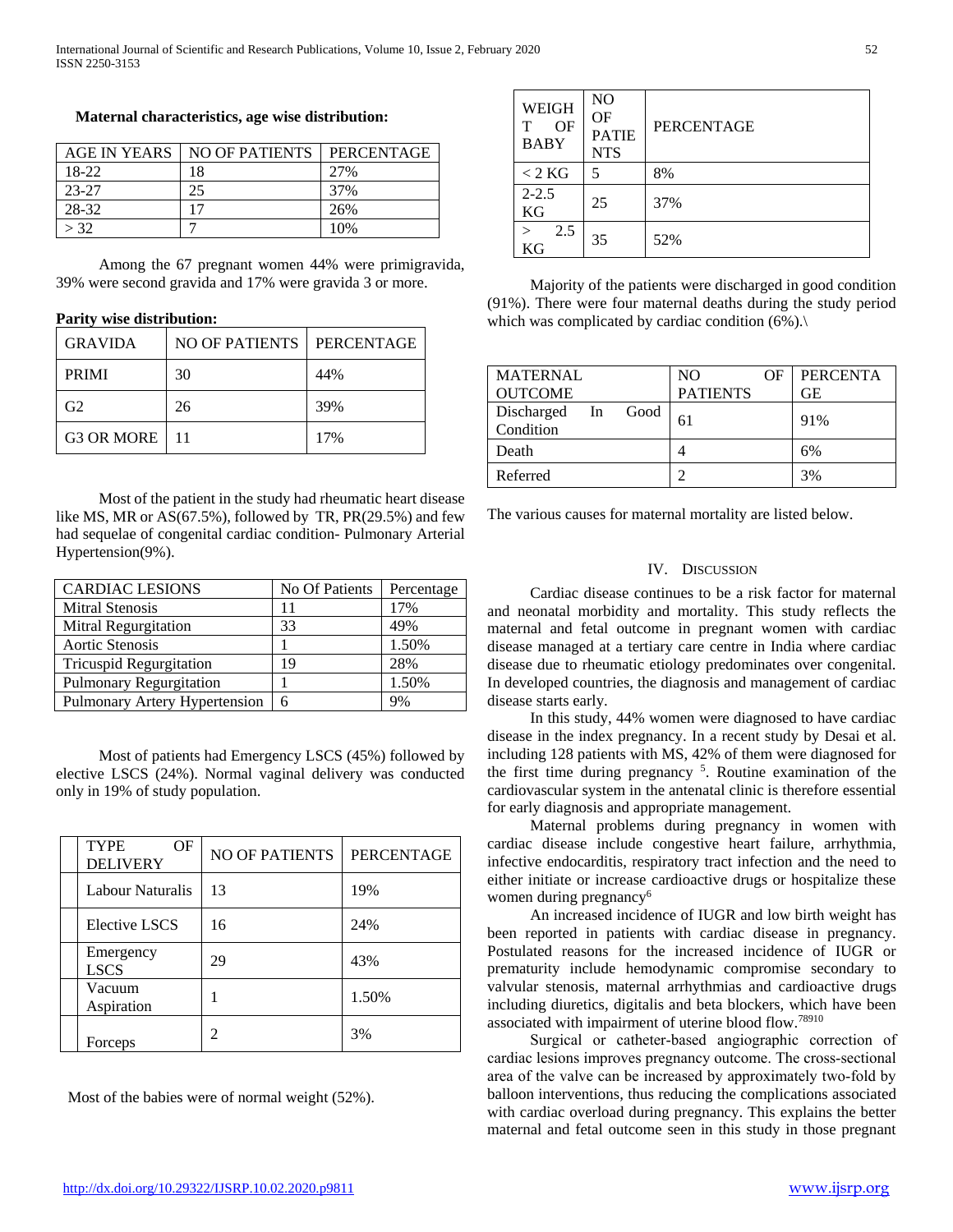**Maternal characteristics, age wise distribution:**

| AGE IN YEARS | NO OF PATIENTS | PERCENTAGE |
|---|---|---|
| 18-22 | 18 | 27% |
| 23-27 | 25 | 37% |
| 28-32 | 17 | 26% |
| > 32 | 7 | 10% |

Among the 67 pregnant women 44% were primigravida, 39% were second gravida and 17% were gravida 3 or more.

**Parity wise distribution:**

| GRAVIDA | NO OF PATIENTS | PERCENTAGE |
|---|---|---|
| PRIMI | 30 | 44% |
| G2 | 26 | 39% |
| G3 OR MORE | 11 | 17% |

Most of the patient in the study had rheumatic heart disease like MS, MR or AS(67.5%), followed by TR, PR(29.5%) and few had sequelae of congenital cardiac condition- Pulmonary Arterial Hypertension(9%).

| CARDIAC LESIONS | No Of Patients | Percentage |
|---|---|---|
| Mitral Stenosis | 11 | 17% |
| Mitral Regurgitation | 33 | 49% |
| Aortic Stenosis | 1 | 1.50% |
| Tricuspid Regurgitation | 19 | 28% |
| Pulmonary Regurgitation | 1 | 1.50% |
| Pulmonary Artery Hypertension | 6 | 9% |

Most of patients had Emergency LSCS (45%) followed by elective LSCS (24%). Normal vaginal delivery was conducted only in 19% of study population.

| TYPE OF DELIVERY | NO OF PATIENTS | PERCENTAGE |
|---|---|---|
| Labour Naturalis | 13 | 19% |
| Elective LSCS | 16 | 24% |
| Emergency LSCS | 29 | 43% |
| Vacuum Aspiration | 1 | 1.50% |
| Forceps | 2 | 3% |

Most of the babies were of normal weight (52%).

| WEIGHT OF BABY | NO OF PATIENTS | PERCENTAGE |
|---|---|---|
| < 2 KG | 5 | 8% |
| 2-2.5 KG | 25 | 37% |
| > 2.5 KG | 35 | 52% |

Majority of the patients were discharged in good condition (91%). There were four maternal deaths during the study period which was complicated by cardiac condition (6%).\

| MATERNAL OUTCOME | NO OF PATIENTS | PERCENTAGE |
|---|---|---|
| Discharged In Good Condition | 61 | 91% |
| Death | 4 | 6% |
| Referred | 2 | 3% |

The various causes for maternal mortality are listed below.

## IV. Discussion

Cardiac disease continues to be a risk factor for maternal and neonatal morbidity and mortality. This study reflects the maternal and fetal outcome in pregnant women with cardiac disease managed at a tertiary care centre in India where cardiac disease due to rheumatic etiology predominates over congenital. In developed countries, the diagnosis and management of cardiac disease starts early.

In this study, 44% women were diagnosed to have cardiac disease in the index pregnancy. In a recent study by Desai et al. including 128 patients with MS, 42% of them were diagnosed for the first time during pregnancy [5]. Routine examination of the cardiovascular system in the antenatal clinic is therefore essential for early diagnosis and appropriate management.

Maternal problems during pregnancy in women with cardiac disease include congestive heart failure, arrhythmia, infective endocarditis, respiratory tract infection and the need to either initiate or increase cardioactive drugs or hospitalize these women during pregnancy[6]

An increased incidence of IUGR and low birth weight has been reported in patients with cardiac disease in pregnancy. Postulated reasons for the increased incidence of IUGR or prematurity include hemodynamic compromise secondary to valvular stenosis, maternal arrhythmias and cardioactive drugs including diuretics, digitalis and beta blockers, which have been associated with impairment of uterine blood flow.[78910]

Surgical or catheter-based angiographic correction of cardiac lesions improves pregnancy outcome. The cross-sectional area of the valve can be increased by approximately two-fold by balloon interventions, thus reducing the complications associated with cardiac overload during pregnancy. This explains the better maternal and fetal outcome seen in this study in those pregnant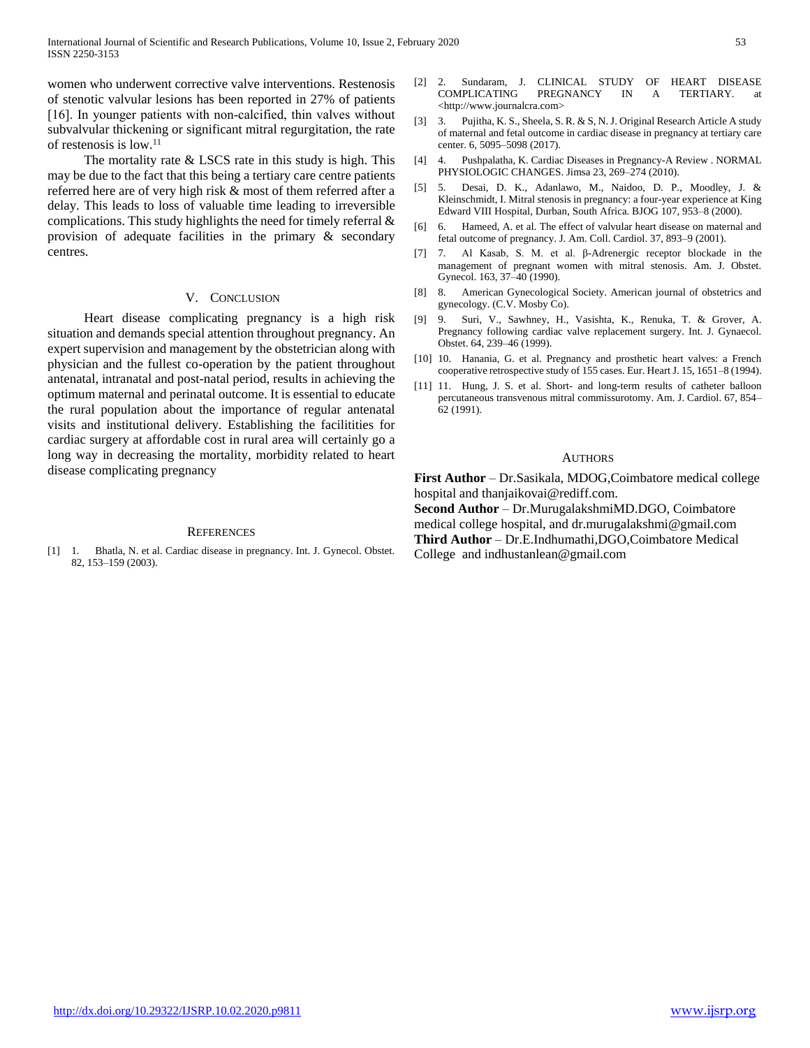women who underwent corrective valve interventions. Restenosis of stenotic valvular lesions has been reported in 27% of patients [16]. In younger patients with non-calcified, thin valves without subvalvular thickening or significant mitral regurgitation, the rate of restenosis is low.[11]

The mortality rate & LSCS rate in this study is high. This may be due to the fact that this being a tertiary care centre patients referred here are of very high risk & most of them referred after a delay. This leads to loss of valuable time leading to irreversible complications. This study highlights the need for timely referral & provision of adequate facilities in the primary & secondary centres.

## V. Conclusion

Heart disease complicating pregnancy is a high risk situation and demands special attention throughout pregnancy. An expert supervision and management by the obstetrician along with physician and the fullest co-operation by the patient throughout antenatal, intranatal and post-natal period, results in achieving the optimum maternal and perinatal outcome. It is essential to educate the rural population about the importance of regular antenatal visits and institutional delivery. Establishing the facilitities for cardiac surgery at affordable cost in rural area will certainly go a long way in decreasing the mortality, morbidity related to heart disease complicating pregnancy

## References

[1] 1. Bhatla, N. et al. Cardiac disease in pregnancy. Int. J. Gynecol. Obstet. 82, 153–159 (2003).

[2] 2. Sundaram, J. CLINICAL STUDY OF HEART DISEASE COMPLICATING PREGNANCY IN A TERTIARY. at <http://www.journalcra.com>

[3] 3. Pujitha, K. S., Sheela, S. R. & S, N. J. Original Research Article A study of maternal and fetal outcome in cardiac disease in pregnancy at tertiary care center. 6, 5095–5098 (2017).

[4] 4. Pushpalatha, K. Cardiac Diseases in Pregnancy-A Review . NORMAL PHYSIOLOGIC CHANGES. Jimsa 23, 269–274 (2010).

[5] 5. Desai, D. K., Adanlawo, M., Naidoo, D. P., Moodley, J. & Kleinschmidt, I. Mitral stenosis in pregnancy: a four-year experience at King Edward VIII Hospital, Durban, South Africa. BJOG 107, 953–8 (2000).

[6] 6. Hameed, A. et al. The effect of valvular heart disease on maternal and fetal outcome of pregnancy. J. Am. Coll. Cardiol. 37, 893–9 (2001).

[7] 7. Al Kasab, S. M. et al. β-Adrenergic receptor blockade in the management of pregnant women with mitral stenosis. Am. J. Obstet. Gynecol. 163, 37–40 (1990).

[8] 8. American Gynecological Society. American journal of obstetrics and gynecology. (C.V. Mosby Co).

[9] 9. Suri, V., Sawhney, H., Vasishta, K., Renuka, T. & Grover, A. Pregnancy following cardiac valve replacement surgery. Int. J. Gynaecol. Obstet. 64, 239–46 (1999).

[10] 10. Hanania, G. et al. Pregnancy and prosthetic heart valves: a French cooperative retrospective study of 155 cases. Eur. Heart J. 15, 1651–8 (1994).

[11] 11. Hung, J. S. et al. Short- and long-term results of catheter balloon percutaneous transvenous mitral commissurotomy. Am. J. Cardiol. 67, 854–62 (1991).

## Authors

**First Author** – Dr.Sasikala, MDOG,Coimbatore medical college hospital and thanjaikovai@rediff.com.

**Second Author** – Dr.MurugalakshmiMD.DGO, Coimbatore medical college hospital, and dr.murugalakshmi@gmail.com

**Third Author** – Dr.E.Indhumathi,DGO,Coimbatore Medical College and indhustanlean@gmail.com